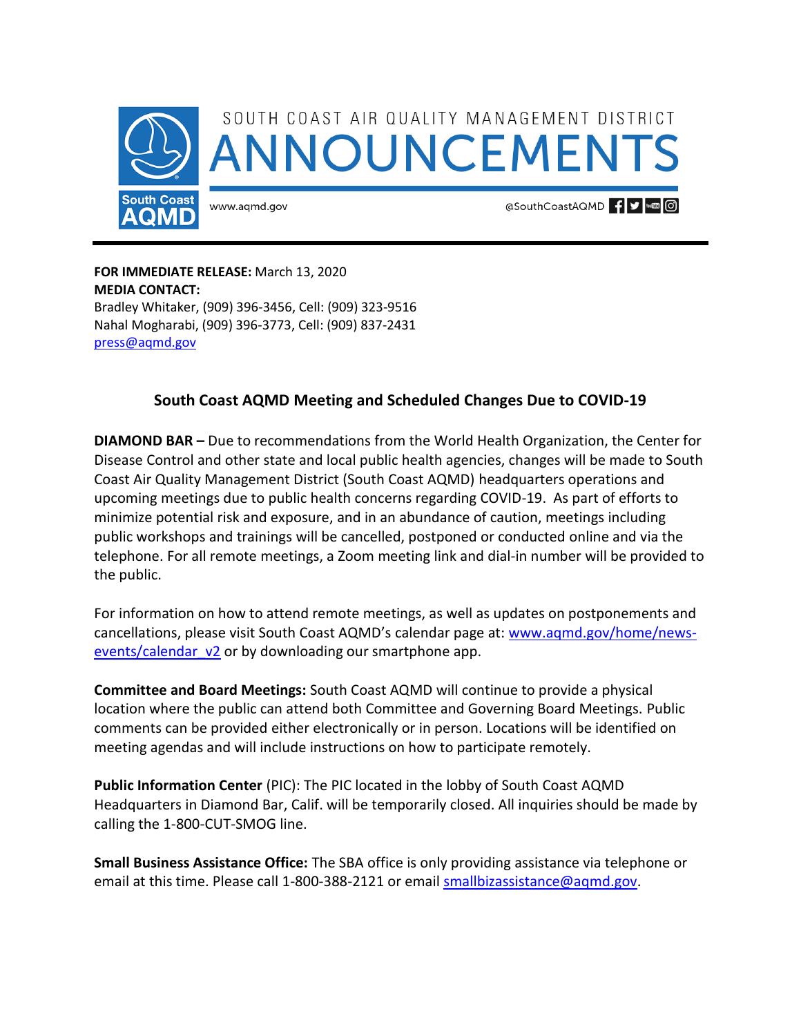SOUTH COAST AIR QUALITY MANAGEMENT DISTRICT

# ANNOUNCEMENTS

South Coast AQMD

www.aqmd.gov

@SouthCoastAQMD

**FOR IMMEDIATE RELEASE:** March 13, 2020
**MEDIA CONTACT:**
Bradley Whitaker, (909) 396-3456, Cell: (909) 323-9516
Nahal Mogharabi, (909) 396-3773, Cell: (909) 837-2431
press@aqmd.gov

## South Coast AQMD Meeting and Scheduled Changes Due to COVID-19

**DIAMOND BAR –** Due to recommendations from the World Health Organization, the Center for Disease Control and other state and local public health agencies, changes will be made to South Coast Air Quality Management District (South Coast AQMD) headquarters operations and upcoming meetings due to public health concerns regarding COVID-19. As part of efforts to minimize potential risk and exposure, and in an abundance of caution, meetings including public workshops and trainings will be cancelled, postponed or conducted online and via the telephone. For all remote meetings, a Zoom meeting link and dial-in number will be provided to the public.

For information on how to attend remote meetings, as well as updates on postponements and cancellations, please visit South Coast AQMD's calendar page at: www.aqmd.gov/home/news-events/calendar_v2 or by downloading our smartphone app.

**Committee and Board Meetings:** South Coast AQMD will continue to provide a physical location where the public can attend both Committee and Governing Board Meetings. Public comments can be provided either electronically or in person. Locations will be identified on meeting agendas and will include instructions on how to participate remotely.

**Public Information Center** (PIC): The PIC located in the lobby of South Coast AQMD Headquarters in Diamond Bar, Calif. will be temporarily closed. All inquiries should be made by calling the 1-800-CUT-SMOG line.

**Small Business Assistance Office:** The SBA office is only providing assistance via telephone or email at this time. Please call 1-800-388-2121 or email smallbizassistance@aqmd.gov.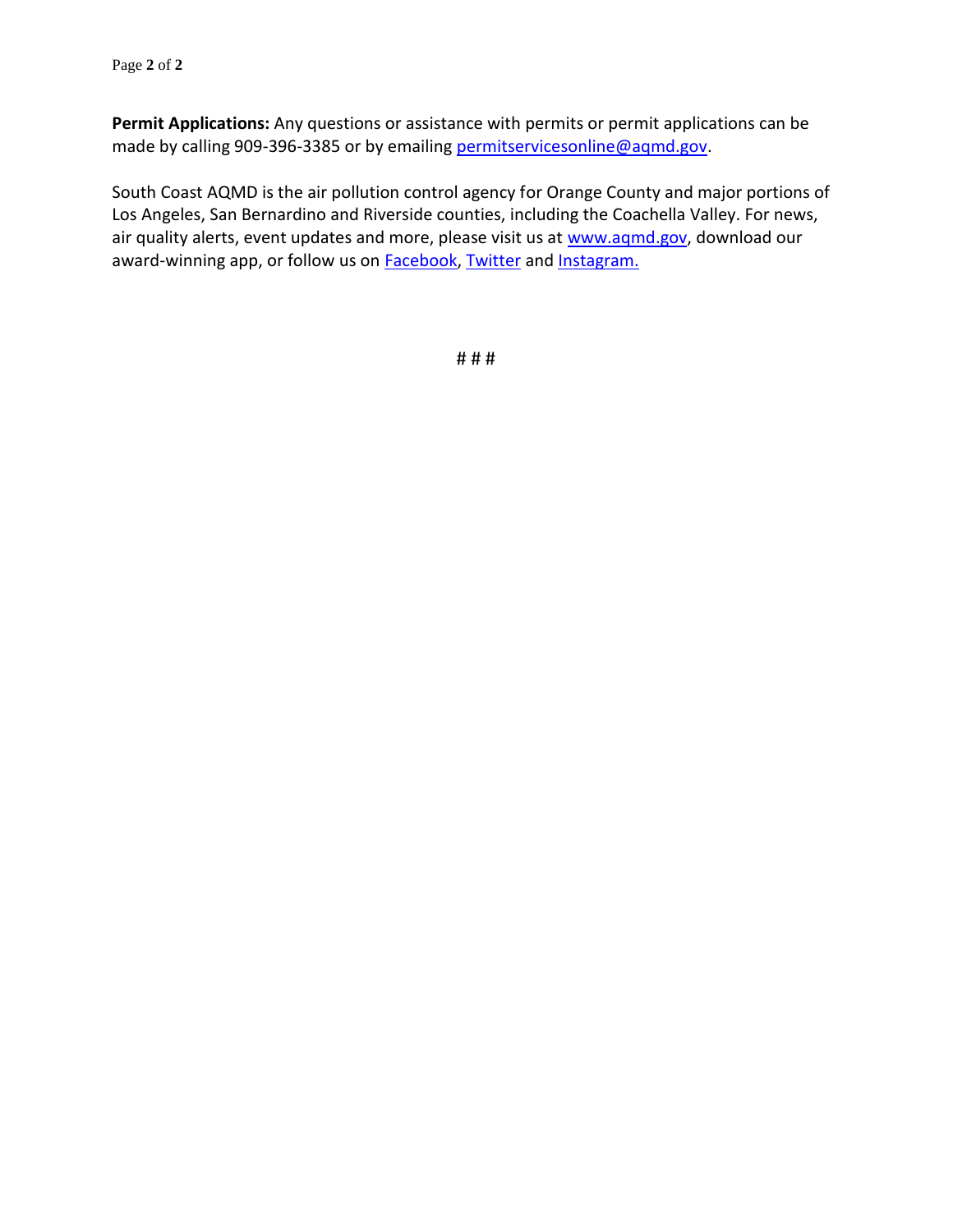**Permit Applications:** Any questions or assistance with permits or permit applications can be made by calling 909-396-3385 or by emailing permitservicesonline@aqmd.gov.

South Coast AQMD is the air pollution control agency for Orange County and major portions of Los Angeles, San Bernardino and Riverside counties, including the Coachella Valley. For news, air quality alerts, event updates and more, please visit us at www.aqmd.gov, download our award-winning app, or follow us on Facebook, Twitter and Instagram.

# # #